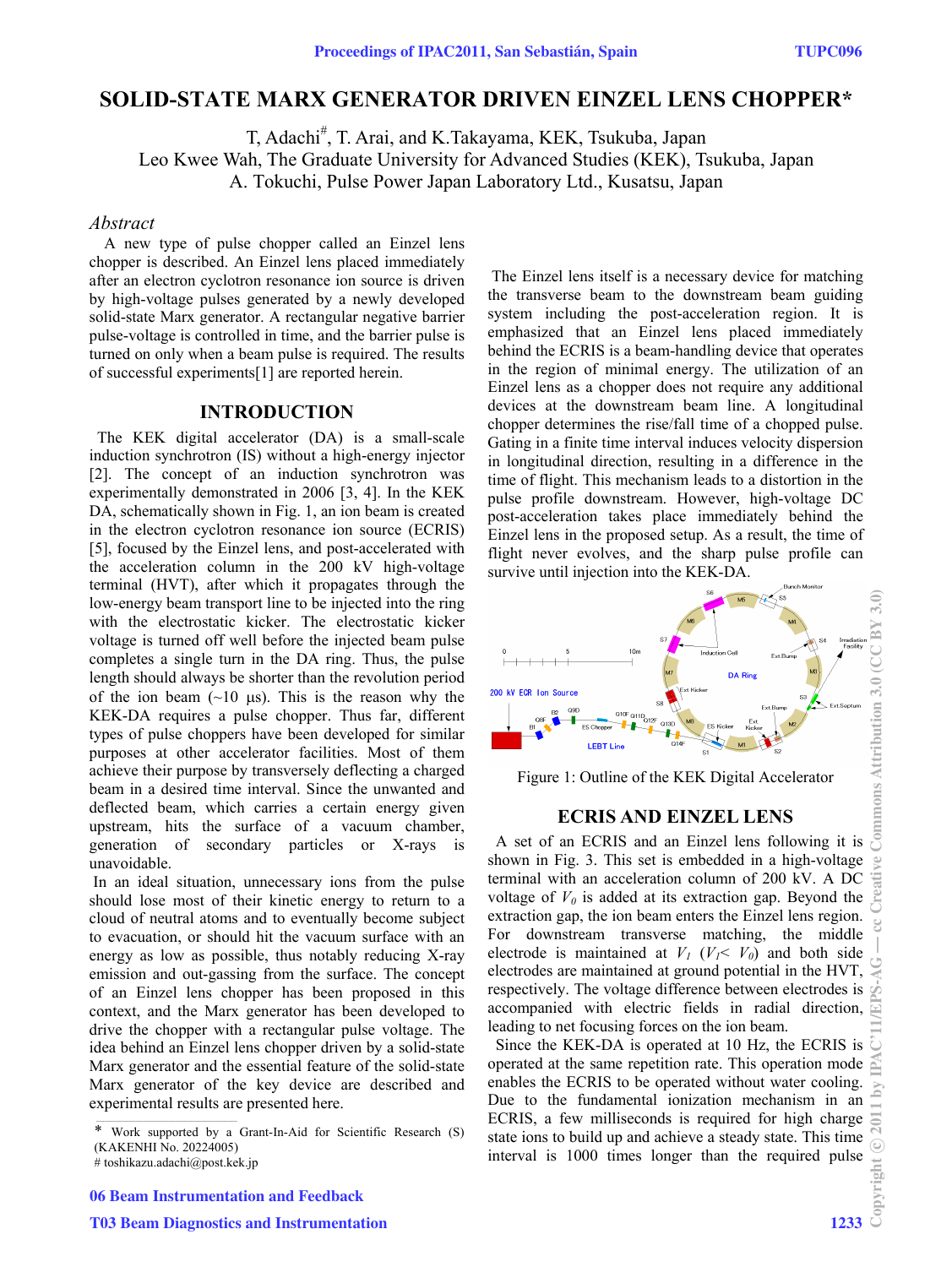# SOLID-STATE MARX GENERATOR DRIVEN EINZEL LENS CHOPPER*

T, Adachi[#], T. Arai, and K.Takayama, KEK, Tsukuba, Japan
Leo Kwee Wah, The Graduate University for Advanced Studies (KEK), Tsukuba, Japan
A. Tokuchi, Pulse Power Japan Laboratory Ltd., Kusatsu, Japan

## *Abstract*

A new type of pulse chopper called an Einzel lens chopper is described. An Einzel lens placed immediately after an electron cyclotron resonance ion source is driven by high-voltage pulses generated by a newly developed solid-state Marx generator. A rectangular negative barrier pulse-voltage is controlled in time, and the barrier pulse is turned on only when a beam pulse is required. The results of successful experiments[1] are reported herein.

## INTRODUCTION

The KEK digital accelerator (DA) is a small-scale induction synchrotron (IS) without a high-energy injector [2]. The concept of an induction synchrotron was experimentally demonstrated in 2006 [3, 4]. In the KEK DA, schematically shown in Fig. 1, an ion beam is created in the electron cyclotron resonance ion source (ECRIS) [5], focused by the Einzel lens, and post-accelerated with the acceleration column in the 200 kV high-voltage terminal (HVT), after which it propagates through the low-energy beam transport line to be injected into the ring with the electrostatic kicker. The electrostatic kicker voltage is turned off well before the injected beam pulse completes a single turn in the DA ring. Thus, the pulse length should always be shorter than the revolution period of the ion beam (~10 μs). This is the reason why the KEK-DA requires a pulse chopper. Thus far, different types of pulse choppers have been developed for similar purposes at other accelerator facilities. Most of them achieve their purpose by transversely deflecting a charged beam in a desired time interval. Since the unwanted and deflected beam, which carries a certain energy given upstream, hits the surface of a vacuum chamber, generation of secondary particles or X-rays is unavoidable.

In an ideal situation, unnecessary ions from the pulse should lose most of their kinetic energy to return to a cloud of neutral atoms and to eventually become subject to evacuation, or should hit the vacuum surface with an energy as low as possible, thus notably reducing X-ray emission and out-gassing from the surface. The concept of an Einzel lens chopper has been proposed in this context, and the Marx generator has been developed to drive the chopper with a rectangular pulse voltage. The idea behind an Einzel lens chopper driven by a solid-state Marx generator and the essential feature of the solid-state Marx generator of the key device are described and experimental results are presented here.

The Einzel lens itself is a necessary device for matching the transverse beam to the downstream beam guiding system including the post-acceleration region. It is emphasized that an Einzel lens placed immediately behind the ECRIS is a beam-handling device that operates in the region of minimal energy. The utilization of an Einzel lens as a chopper does not require any additional devices at the downstream beam line. A longitudinal chopper determines the rise/fall time of a chopped pulse. Gating in a finite time interval induces velocity dispersion in longitudinal direction, resulting in a difference in the time of flight. This mechanism leads to a distortion in the pulse profile downstream. However, high-voltage DC post-acceleration takes place immediately behind the Einzel lens in the proposed setup. As a result, the time of flight never evolves, and the sharp pulse profile can survive until injection into the KEK-DA.

Figure 1: Outline of the KEK Digital Accelerator

## ECRIS AND EINZEL LENS

A set of an ECRIS and an Einzel lens following it is shown in Fig. 3. This set is embedded in a high-voltage terminal with an acceleration column of 200 kV. A DC voltage of $V_0$ is added at its extraction gap. Beyond the extraction gap, the ion beam enters the Einzel lens region. For downstream transverse matching, the middle electrode is maintained at $V_1$ ($V_1 < V_0$) and both side electrodes are maintained at ground potential in the HVT, respectively. The voltage difference between electrodes is accompanied with electric fields in radial direction, leading to net focusing forces on the ion beam.

Since the KEK-DA is operated at 10 Hz, the ECRIS is operated at the same repetition rate. This operation mode enables the ECRIS to be operated without water cooling. Due to the fundamental ionization mechanism in an ECRIS, a few milliseconds is required for high charge state ions to build up and achieve a steady state. This time interval is 1000 times longer than the required pulse

---

\* Work supported by a Grant-In-Aid for Scientific Research (S) (KAKENHI No. 20224005)
\# toshikazu.adachi@post.kek.jp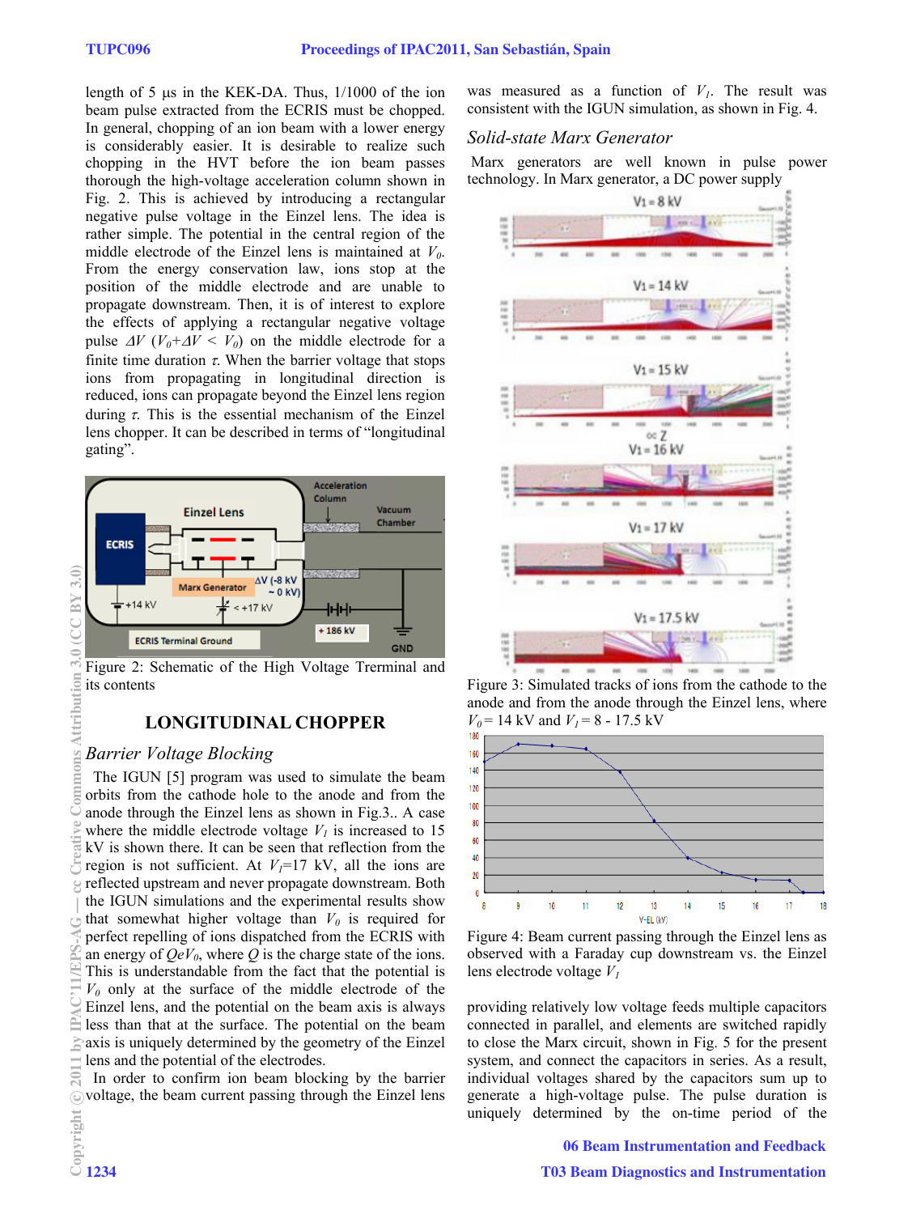length of 5 μs in the KEK-DA. Thus, 1/1000 of the ion beam pulse extracted from the ECRIS must be chopped. In general, chopping of an ion beam with a lower energy is considerably easier. It is desirable to realize such chopping in the HVT before the ion beam passes thorough the high-voltage acceleration column shown in Fig. 2. This is achieved by introducing a rectangular negative pulse voltage in the Einzel lens. The idea is rather simple. The potential in the central region of the middle electrode of the Einzel lens is maintained at $V_0$. From the energy conservation law, ions stop at the position of the middle electrode and are unable to propagate downstream. Then, it is of interest to explore the effects of applying a rectangular negative voltage pulse $\Delta V$ ($V_0+\Delta V < V_0$) on the middle electrode for a finite time duration $\tau$. When the barrier voltage that stops ions from propagating in longitudinal direction is reduced, ions can propagate beyond the Einzel lens region during $\tau$. This is the essential mechanism of the Einzel lens chopper. It can be described in terms of "longitudinal gating".

Figure 2: Schematic of the High Voltage Trerminal and its contents

## LONGITUDINAL CHOPPER

### *Barrier Voltage Blocking*

The IGUN [5] program was used to simulate the beam orbits from the cathode hole to the anode and from the anode through the Einzel lens as shown in Fig.3.. A case where the middle electrode voltage $V_1$ is increased to 15 kV is shown there. It can be seen that reflection from the region is not sufficient. At $V_1$=17 kV, all the ions are reflected upstream and never propagate downstream. Both the IGUN simulations and the experimental results show that somewhat higher voltage than $V_0$ is required for perfect repelling of ions dispatched from the ECRIS with an energy of $QeV_0$, where $Q$ is the charge state of the ions. This is understandable from the fact that the potential is $V_0$ only at the surface of the middle electrode of the Einzel lens, and the potential on the beam axis is always less than that at the surface. The potential on the beam axis is uniquely determined by the geometry of the Einzel lens and the potential of the electrodes.

In order to confirm ion beam blocking by the barrier voltage, the beam current passing through the Einzel lens was measured as a function of $V_1$. The result was consistent with the IGUN simulation, as shown in Fig. 4.

### *Solid-state Marx Generator*

Marx generators are well known in pulse power technology. In Marx generator, a DC power supply

Figure 3: Simulated tracks of ions from the cathode to the anode and from the anode through the Einzel lens, where $V_0$ = 14 kV and $V_1$ = 8 - 17.5 kV

Figure 4: Beam current passing through the Einzel lens as observed with a Faraday cup downstream vs. the Einzel lens electrode voltage $V_1$

providing relatively low voltage feeds multiple capacitors connected in parallel, and elements are switched rapidly to close the Marx circuit, shown in Fig. 5 for the present system, and connect the capacitors in series. As a result, individual voltages shared by the capacitors sum up to generate a high-voltage pulse. The pulse duration is uniquely determined by the on-time period of the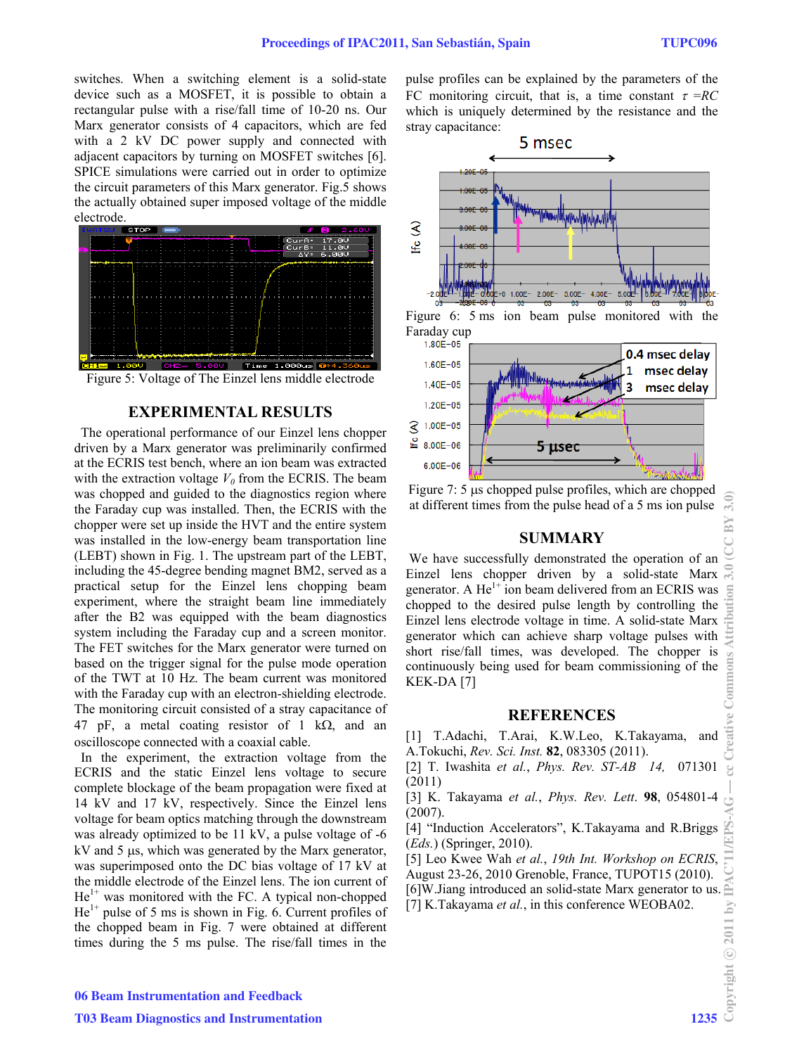switches. When a switching element is a solid-state device such as a MOSFET, it is possible to obtain a rectangular pulse with a rise/fall time of 10-20 ns. Our Marx generator consists of 4 capacitors, which are fed with a 2 kV DC power supply and connected with adjacent capacitors by turning on MOSFET switches [6]. SPICE simulations were carried out in order to optimize the circuit parameters of this Marx generator. Fig.5 shows the actually obtained super imposed voltage of the middle electrode.

Figure 5: Voltage of The Einzel lens middle electrode

## EXPERIMENTAL RESULTS

The operational performance of our Einzel lens chopper driven by a Marx generator was preliminarily confirmed at the ECRIS test bench, where an ion beam was extracted with the extraction voltage $V_0$ from the ECRIS. The beam was chopped and guided to the diagnostics region where the Faraday cup was installed. Then, the ECRIS with the chopper were set up inside the HVT and the entire system was installed in the low-energy beam transportation line (LEBT) shown in Fig. 1. The upstream part of the LEBT, including the 45-degree bending magnet BM2, served as a practical setup for the Einzel lens chopping beam experiment, where the straight beam line immediately after the B2 was equipped with the beam diagnostics system including the Faraday cup and a screen monitor. The FET switches for the Marx generator were turned on based on the trigger signal for the pulse mode operation of the TWT at 10 Hz. The beam current was monitored with the Faraday cup with an electron-shielding electrode. The monitoring circuit consisted of a stray capacitance of 47 pF, a metal coating resistor of 1 kΩ, and an oscilloscope connected with a coaxial cable.

In the experiment, the extraction voltage from the ECRIS and the static Einzel lens voltage to secure complete blockage of the beam propagation were fixed at 14 kV and 17 kV, respectively. Since the Einzel lens voltage for beam optics matching through the downstream was already optimized to be 11 kV, a pulse voltage of -6 kV and 5 μs, which was generated by the Marx generator, was superimposed onto the DC bias voltage of 17 kV at the middle electrode of the Einzel lens. The ion current of $He^{1+}$ was monitored with the FC. A typical non-chopped $He^{1+}$ pulse of 5 ms is shown in Fig. 6. Current profiles of the chopped beam in Fig. 7 were obtained at different times during the 5 ms pulse. The rise/fall times in the pulse profiles can be explained by the parameters of the FC monitoring circuit, that is, a time constant $\tau = RC$ which is uniquely determined by the resistance and the stray capacitance:

5 msec
Ifc (A)

Figure 6: 5 ms ion beam pulse monitored with the Faraday cup

0.4 msec delay
1 msec delay
3 msec delay
5 μsec
Ifc (A)

Figure 7: 5 μs chopped pulse profiles, which are chopped at different times from the pulse head of a 5 ms ion pulse

## SUMMARY

We have successfully demonstrated the operation of an Einzel lens chopper driven by a solid-state Marx generator. A $He^{1+}$ ion beam delivered from an ECRIS was chopped to the desired pulse length by controlling the Einzel lens electrode voltage in time. A solid-state Marx generator which can achieve sharp voltage pulses with short rise/fall times, was developed. The chopper is continuously being used for beam commissioning of the KEK-DA [7]

## REFERENCES

[1] T.Adachi, T.Arai, K.W.Leo, K.Takayama, and A.Tokuchi, *Rev. Sci. Inst.* **82**, 083305 (2011).

[2] T. Iwashita *et al.*, *Phys. Rev. ST-AB* *14,* 071301 (2011)

[3] K. Takayama *et al.*, *Phys. Rev. Lett*. **98**, 054801-4 (2007).

[4] "Induction Accelerators", K.Takayama and R.Briggs (*Eds.*) (Springer, 2010).

[5] Leo Kwee Wah *et al.*, *19th Int. Workshop on ECRIS*, August 23-26, 2010 Grenoble, France, TUPOT15 (2010).

[6] W.Jiang introduced an solid-state Marx generator to us.

[7] K.Takayama *et al.*, in this conference WEOBA02.